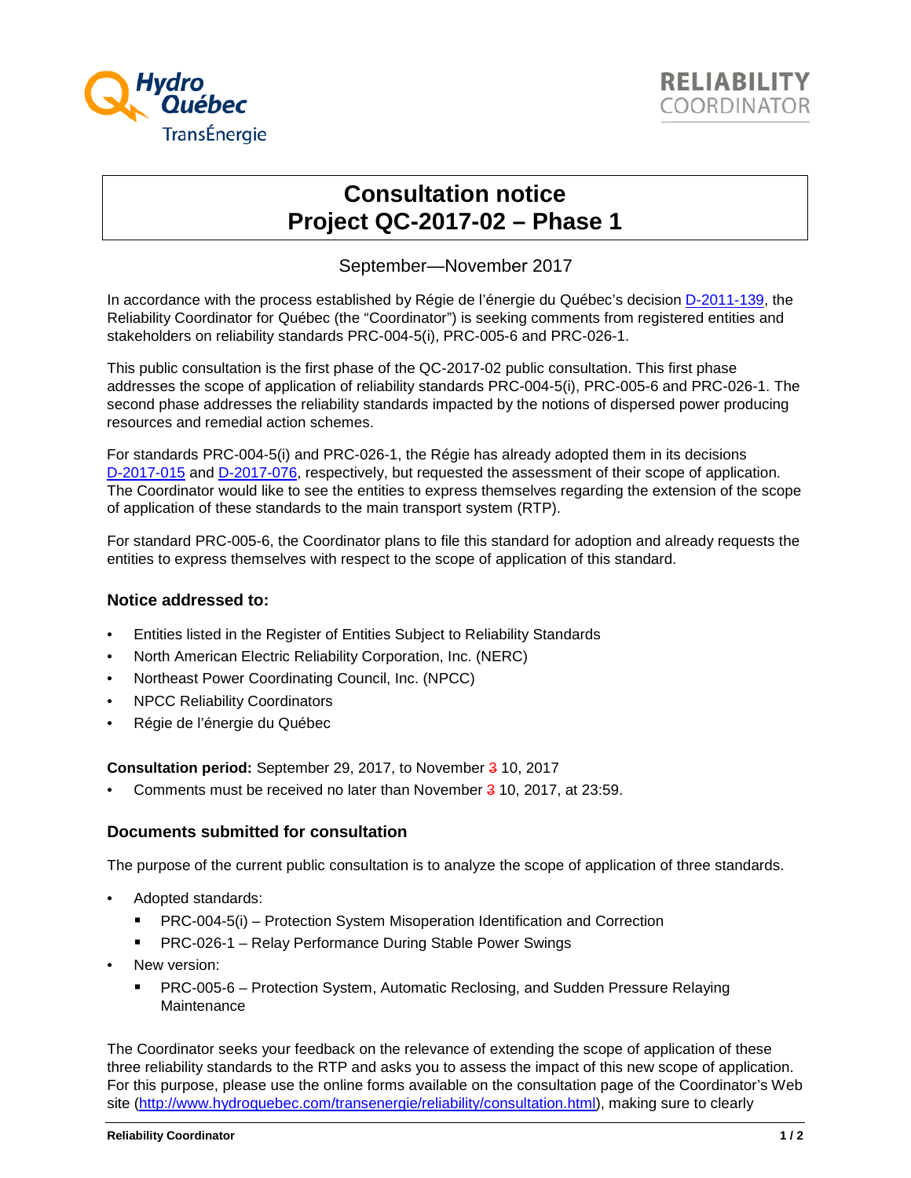Hydro Québec TransÉnergie

RELIABILITY COORDINATOR

# Consultation notice
# Project QC-2017-02 – Phase 1

September—November 2017

In accordance with the process established by Régie de l'énergie du Québec's decision [D-2011-139](), the Reliability Coordinator for Québec (the "Coordinator") is seeking comments from registered entities and stakeholders on reliability standards PRC-004-5(i), PRC-005-6 and PRC-026-1.

This public consultation is the first phase of the QC-2017-02 public consultation. This first phase addresses the scope of application of reliability standards PRC-004-5(i), PRC-005-6 and PRC-026-1. The second phase addresses the reliability standards impacted by the notions of dispersed power producing resources and remedial action schemes.

For standards PRC-004-5(i) and PRC-026-1, the Régie has already adopted them in its decisions [D-2017-015]() and [D-2017-076](), respectively, but requested the assessment of their scope of application. The Coordinator would like to see the entities to express themselves regarding the extension of the scope of application of these standards to the main transport system (RTP).

For standard PRC-005-6, the Coordinator plans to file this standard for adoption and already requests the entities to express themselves with respect to the scope of application of this standard.

### Notice addressed to:

- Entities listed in the Register of Entities Subject to Reliability Standards
- North American Electric Reliability Corporation, Inc. (NERC)
- Northeast Power Coordinating Council, Inc. (NPCC)
- NPCC Reliability Coordinators
- Régie de l'énergie du Québec

**Consultation period:** September 29, 2017, to November ~~3~~ 10, 2017

- Comments must be received no later than November ~~3~~ 10, 2017, at 23:59.

### Documents submitted for consultation

The purpose of the current public consultation is to analyze the scope of application of three standards.

- Adopted standards:
  - PRC-004-5(i) – Protection System Misoperation Identification and Correction
  - PRC-026-1 – Relay Performance During Stable Power Swings
- New version:
  - PRC-005-6 – Protection System, Automatic Reclosing, and Sudden Pressure Relaying Maintenance

The Coordinator seeks your feedback on the relevance of extending the scope of application of these three reliability standards to the RTP and asks you to assess the impact of this new scope of application. For this purpose, please use the online forms available on the consultation page of the Coordinator's Web site ([http://www.hydroquebec.com/transenergie/reliability/consultation.html](http://www.hydroquebec.com/transenergie/reliability/consultation.html)), making sure to clearly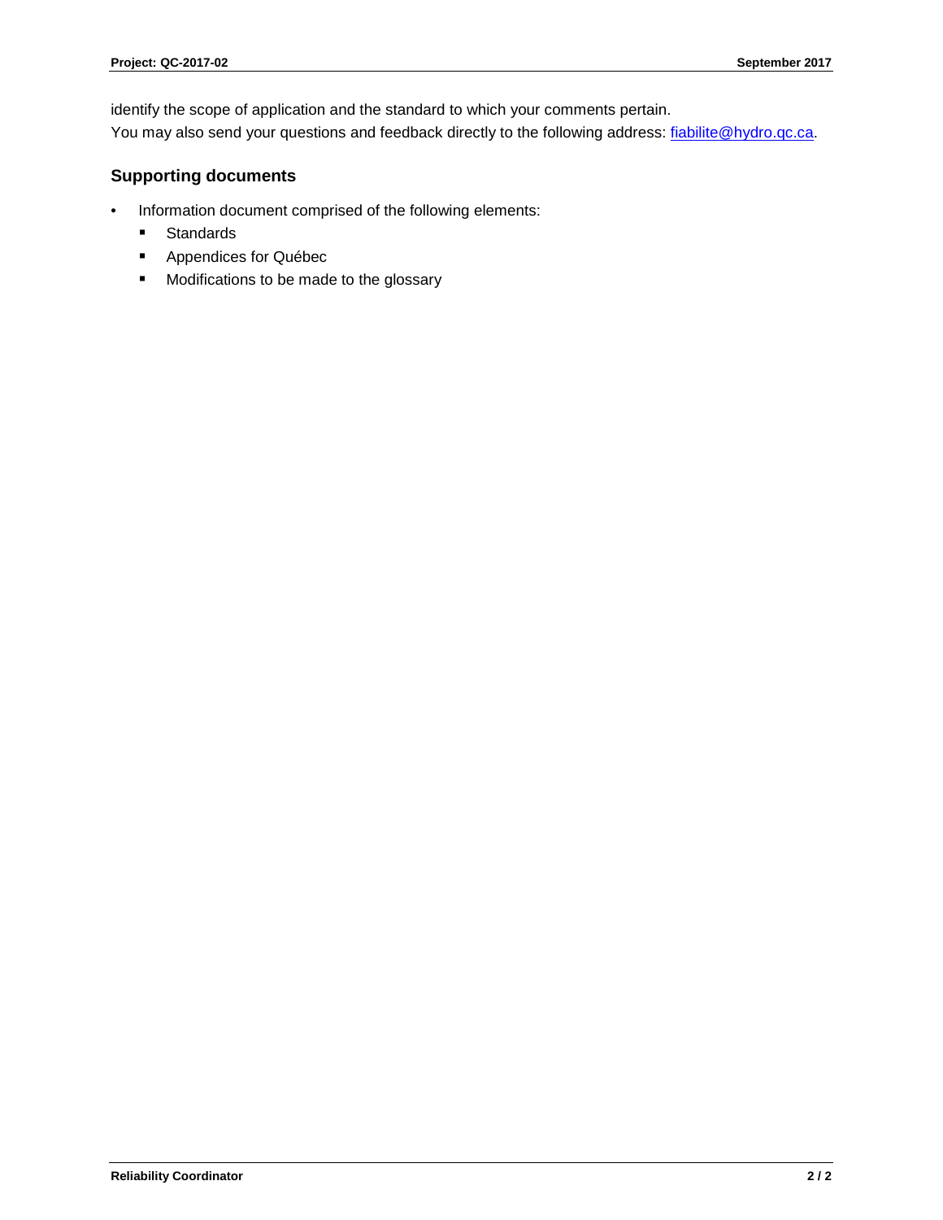identify the scope of application and the standard to which your comments pertain.
You may also send your questions and feedback directly to the following address: fiabilite@hydro.qc.ca.

## Supporting documents

- Information document comprised of the following elements:
  - Standards
  - Appendices for Québec
  - Modifications to be made to the glossary